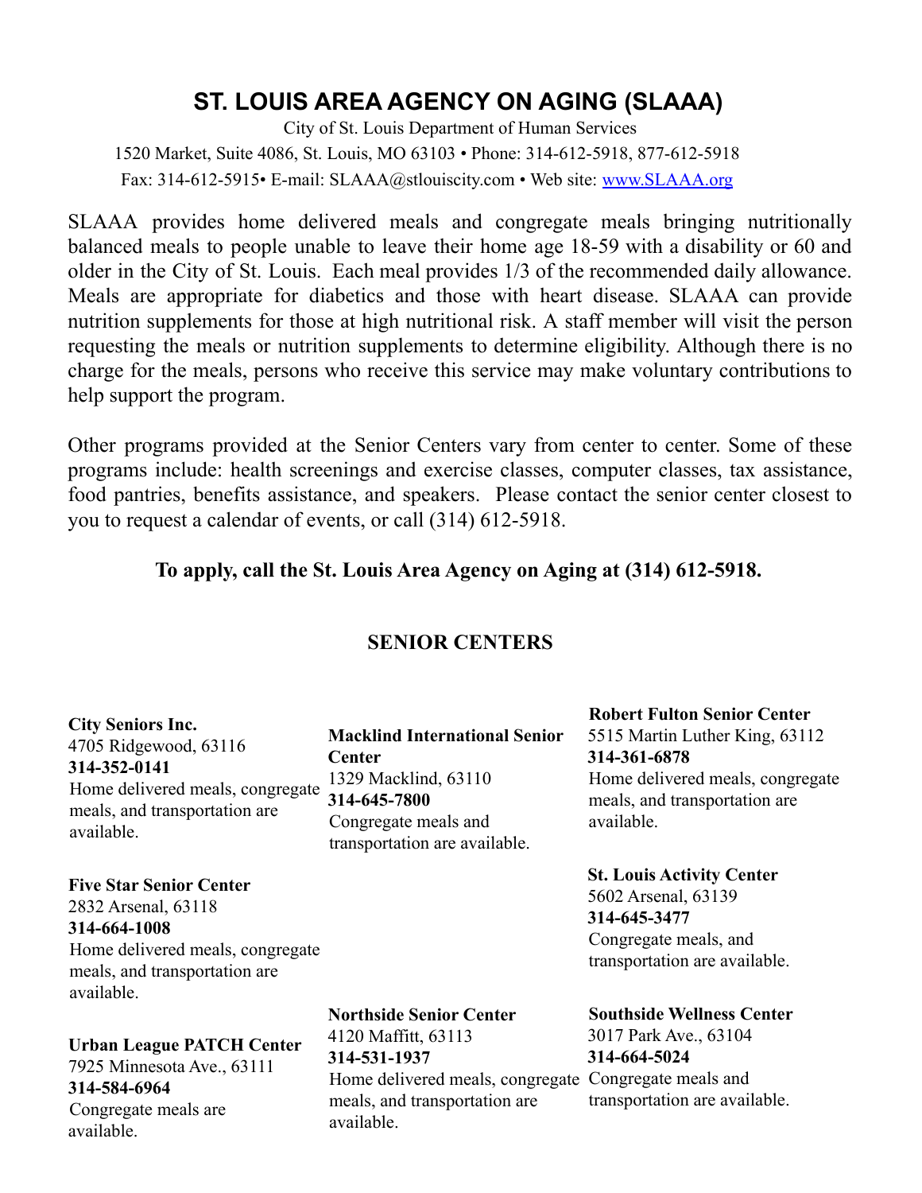# ST. LOUIS AREA AGENCY ON AGING (SLAAA)

City of St. Louis Department of Human Services
1520 Market, Suite 4086, St. Louis, MO 63103 • Phone: 314-612-5918, 877-612-5918
Fax: 314-612-5915• E-mail: SLAAA@stlouiscity.com • Web site: www.SLAAA.org

SLAAA provides home delivered meals and congregate meals bringing nutritionally balanced meals to people unable to leave their home age 18-59 with a disability or 60 and older in the City of St. Louis. Each meal provides 1/3 of the recommended daily allowance. Meals are appropriate for diabetics and those with heart disease. SLAAA can provide nutrition supplements for those at high nutritional risk. A staff member will visit the person requesting the meals or nutrition supplements to determine eligibility. Although there is no charge for the meals, persons who receive this service may make voluntary contributions to help support the program.

Other programs provided at the Senior Centers vary from center to center. Some of these programs include: health screenings and exercise classes, computer classes, tax assistance, food pantries, benefits assistance, and speakers. Please contact the senior center closest to you to request a calendar of events, or call (314) 612-5918.

**To apply, call the St. Louis Area Agency on Aging at (314) 612-5918.**

## SENIOR CENTERS

**City Seniors Inc.**
4705 Ridgewood, 63116
**314-352-0141**
Home delivered meals, congregate meals, and transportation are available.

**Five Star Senior Center**
2832 Arsenal, 63118
**314-664-1008**
Home delivered meals, congregate meals, and transportation are available.

**Urban League PATCH Center**
7925 Minnesota Ave., 63111
**314-584-6964**
Congregate meals are available.

**Macklind International Senior Center**
1329 Macklind, 63110
**314-645-7800**
Congregate meals and transportation are available.

**Northside Senior Center**
4120 Maffitt, 63113
**314-531-1937**
Home delivered meals, congregate meals, and transportation are available.

**Robert Fulton Senior Center**
5515 Martin Luther King, 63112
**314-361-6878**
Home delivered meals, congregate meals, and transportation are available.

**St. Louis Activity Center**
5602 Arsenal, 63139
**314-645-3477**
Congregate meals, and transportation are available.

**Southside Wellness Center**
3017 Park Ave., 63104
**314-664-5024**
Congregate meals and transportation are available.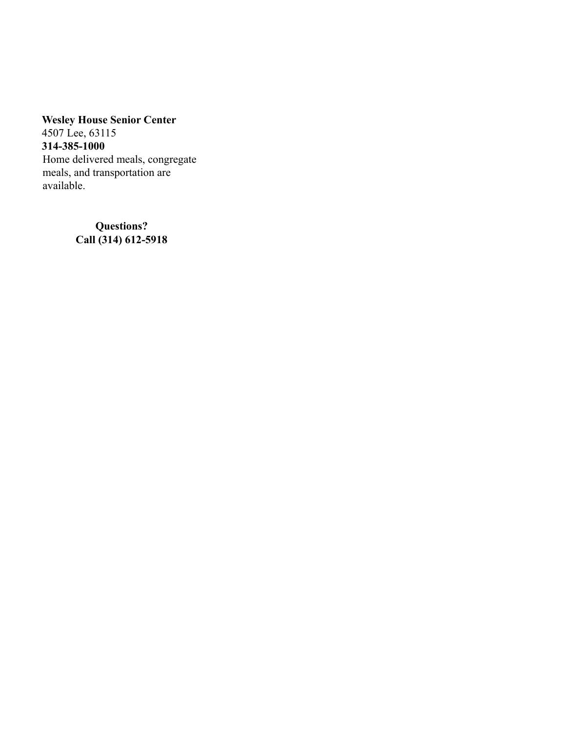**Wesley House Senior Center**
4507 Lee, 63115
**314-385-1000**
Home delivered meals, congregate meals, and transportation are available.

**Questions?**
**Call (314) 612-5918**